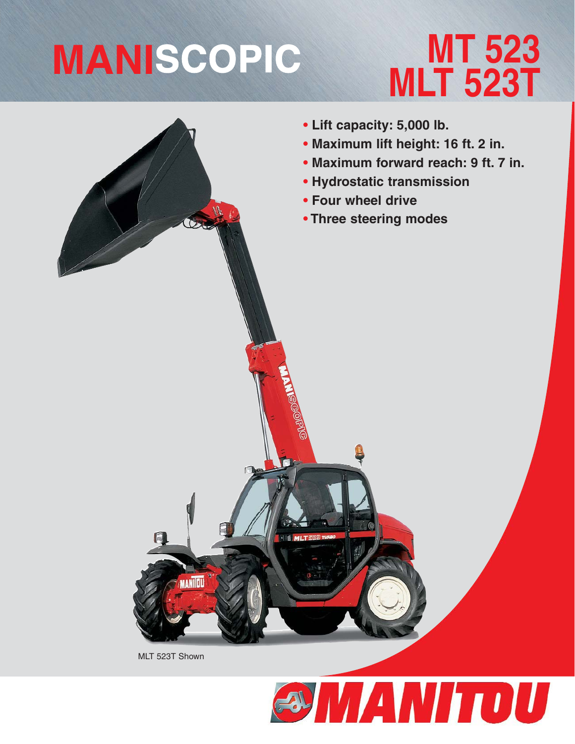# MANISCOPIC

# MT 523
# MLT 523T

- Lift capacity: 5,000 lb.
- Maximum lift height: 16 ft. 2 in.
- Maximum forward reach: 9 ft. 7 in.
- Hydrostatic transmission
- Four wheel drive
- Three steering modes

MLT 523T Shown

MANITOU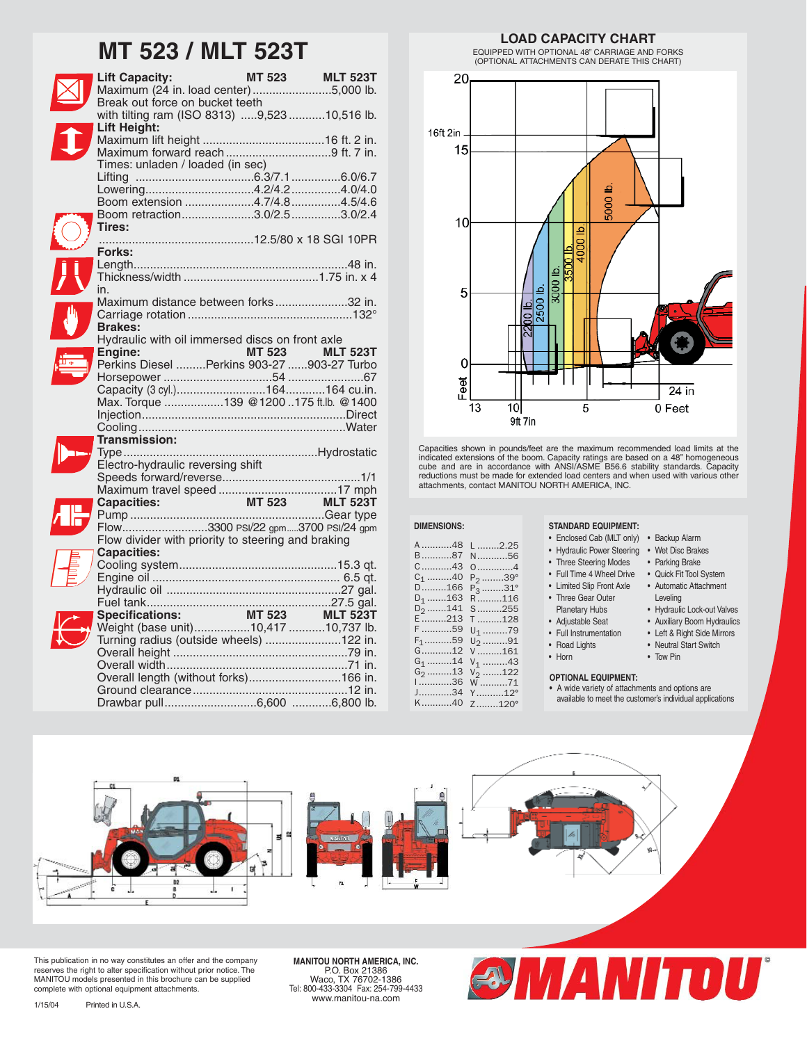# MT 523 / MLT 523T

| | MT 523 | MLT 523T |
|---|---|---|
| **Lift Capacity:** | | |
| Maximum (24 in. load center) | 5,000 lb. | |
| Break out force on bucket teeth with tilting ram (ISO 8313) | 9,523 | 10,516 lb. |
| **Lift Height:** | | |
| Maximum lift height | 16 ft. 2 in. | |
| Maximum forward reach | 9 ft. 7 in. | |
| Times: unladen / loaded (in sec) | | |
| Lifting | 6.3/7.1 | 6.0/6.7 |
| Lowering | 4.2/4.2 | 4.0/4.0 |
| Boom extension | 4.7/4.8 | 4.5/4.6 |
| Boom retraction | 3.0/2.5 | 3.0/2.4 |

**Tires:**
12.5/80 x 18 SGI 10PR

**Forks:**
- Length: 48 in.
- Thickness/width: 1.75 in. x 4 in.
- Maximum distance between forks: 32 in.
- Carriage rotation: 132°

**Brakes:**
Hydraulic with oil immersed discs on front axle

| **Engine:** | MT 523 | MLT 523T |
|---|---|---|
| Perkins Diesel | Perkins 903-27 | 903-27 Turbo |
| Horsepower | 54 | 67 |
| Capacity (3 cyl.) | 164 | 164 cu.in. |
| Max. Torque | 139 @1200 | 175 ft.lb. @1400 |
| Injection | | Direct |
| Cooling | | Water |

**Transmission:**
- Type: Hydrostatic
- Electro-hydraulic reversing shift
- Speeds forward/reverse: 1/1
- Maximum travel speed: 17 mph

| **Capacities:** | MT 523 | MLT 523T |
|---|---|---|
| Pump | | Gear type |
| Flow | 3300 PSI/22 gpm | 3700 PSI/24 gpm |
| Flow divider with priority to steering and braking | | |

**Capacities:**
- Cooling system: 15.3 qt.
- Engine oil: 6.5 qt.
- Hydraulic oil: 27 gal.
- Fuel tank: 27.5 gal.

| **Specifications:** | MT 523 | MLT 523T |
|---|---|---|
| Weight (base unit) | 10,417 | 10,737 lb. |
| Turning radius (outside wheels) | | 122 in. |
| Overall height | | 79 in. |
| Overall width | | 71 in. |
| Overall length (without forks) | | 166 in. |
| Ground clearance | | 12 in. |
| Drawbar pull | 6,600 | 6,800 lb. |

## LOAD CAPACITY CHART

EQUIPPED WITH OPTIONAL 48" CARRIAGE AND FORKS
(OPTIONAL ATTACHMENTS CAN DERATE THIS CHART)

20
16ft 2in
15
10
5
0
Feet
13
10
9ft 7in
5
0 Feet
24 in
2200 lb.
2500 lb.
3000 lb.
3500 lb.
4000 lb.
5000 lb.

Capacities shown in pounds/feet are the maximum recommended load limits at the indicated extensions of the boom. Capacity ratings are based on a 48" homogeneous cube and are in accordance with ANSI/ASME B56.6 stability standards. Capacity reductions must be made for extended load centers and when used with various other attachments, contact MANITOU NORTH AMERICA, INC.

### DIMENSIONS:

| | | | |
|---|---|---|---|
| A | 48 | L | 2.25 |
| B | 87 | N | 56 |
| C | 43 | O | 4 |
| $C_1$ | 40 | $P_2$ | 39° |
| D | 166 | $P_3$ | 31° |
| $D_1$ | 163 | R | 116 |
| $D_2$ | 141 | S | 255 |
| E | 213 | T | 128 |
| F | 59 | $U_1$ | 79 |
| $F_1$ | 59 | $U_2$ | 91 |
| G | 12 | V | 161 |
| $G_1$ | 14 | $V_1$ | 43 |
| $G_2$ | 13 | $V_2$ | 122 |
| I | 36 | W | 71 |
| J | 34 | Y | 12° |
| K | 40 | Z | 120° |

### STANDARD EQUIPMENT:

- Enclosed Cab (MLT only)
- Hydraulic Power Steering
- Three Steering Modes
- Full Time 4 Wheel Drive
- Limited Slip Front Axle
- Three Gear Outer Planetary Hubs
- Adjustable Seat
- Full Instrumentation
- Road Lights
- Horn
- Backup Alarm
- Wet Disc Brakes
- Parking Brake
- Quick Fit Tool System
- Automatic Attachment Leveling
- Hydraulic Lock-out Valves
- Auxiliary Boom Hydraulics
- Left & Right Side Mirrors
- Neutral Start Switch
- Tow Pin

### OPTIONAL EQUIPMENT:

- A wide variety of attachments and options are available to meet the customer's individual applications

This publication in no way constitutes an offer and the company reserves the right to alter specification without prior notice. The MANITOU models presented in this brochure can be supplied complete with optional equipment attachments.

1/15/04 Printed in U.S.A.

**MANITOU NORTH AMERICA, INC.**
P.O. Box 21386
Waco, TX 76702-1386
Tel: 800-433-3304 Fax: 254-799-4433
www.manitou-na.com

MANITOU